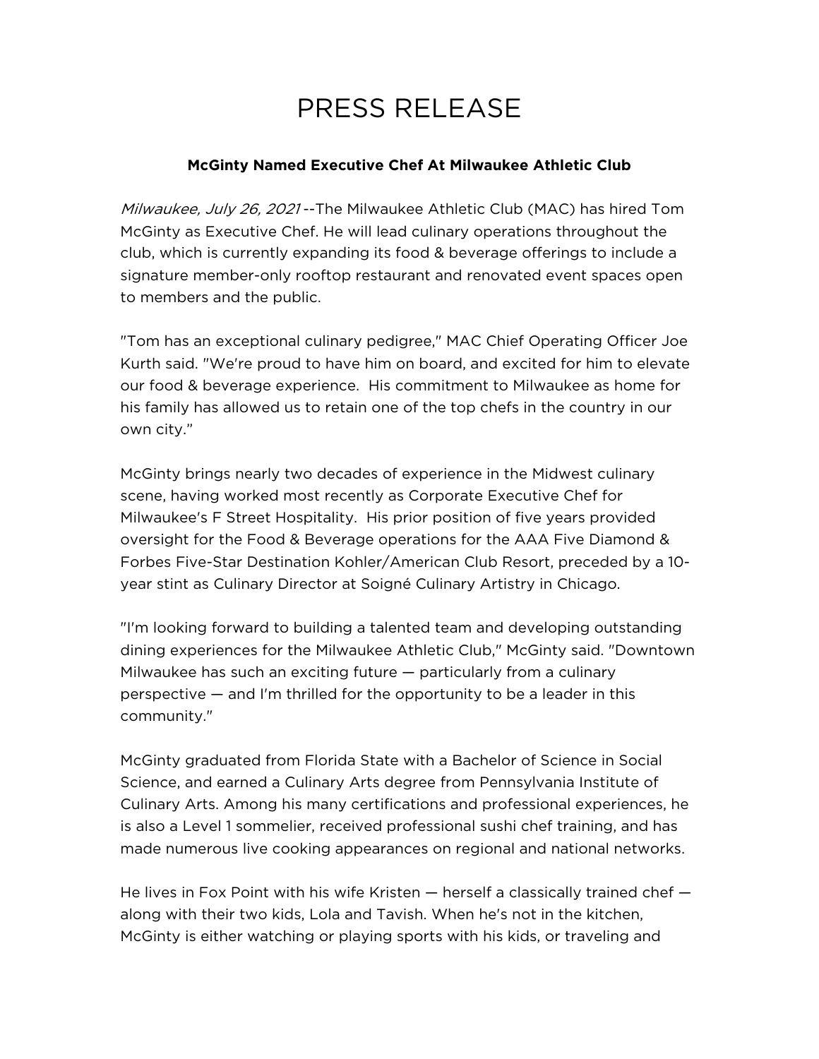# PRESS RELEASE

**McGinty Named Executive Chef At Milwaukee Athletic Club**

*Milwaukee, July 26, 2021* --The Milwaukee Athletic Club (MAC) has hired Tom McGinty as Executive Chef. He will lead culinary operations throughout the club, which is currently expanding its food & beverage offerings to include a signature member-only rooftop restaurant and renovated event spaces open to members and the public.

"Tom has an exceptional culinary pedigree," MAC Chief Operating Officer Joe Kurth said. "We're proud to have him on board, and excited for him to elevate our food & beverage experience. His commitment to Milwaukee as home for his family has allowed us to retain one of the top chefs in the country in our own city."

McGinty brings nearly two decades of experience in the Midwest culinary scene, having worked most recently as Corporate Executive Chef for Milwaukee's F Street Hospitality. His prior position of five years provided oversight for the Food & Beverage operations for the AAA Five Diamond & Forbes Five-Star Destination Kohler/American Club Resort, preceded by a 10-year stint as Culinary Director at Soigné Culinary Artistry in Chicago.

"I'm looking forward to building a talented team and developing outstanding dining experiences for the Milwaukee Athletic Club," McGinty said. "Downtown Milwaukee has such an exciting future — particularly from a culinary perspective — and I'm thrilled for the opportunity to be a leader in this community."

McGinty graduated from Florida State with a Bachelor of Science in Social Science, and earned a Culinary Arts degree from Pennsylvania Institute of Culinary Arts. Among his many certifications and professional experiences, he is also a Level 1 sommelier, received professional sushi chef training, and has made numerous live cooking appearances on regional and national networks.

He lives in Fox Point with his wife Kristen — herself a classically trained chef — along with their two kids, Lola and Tavish. When he's not in the kitchen, McGinty is either watching or playing sports with his kids, or traveling and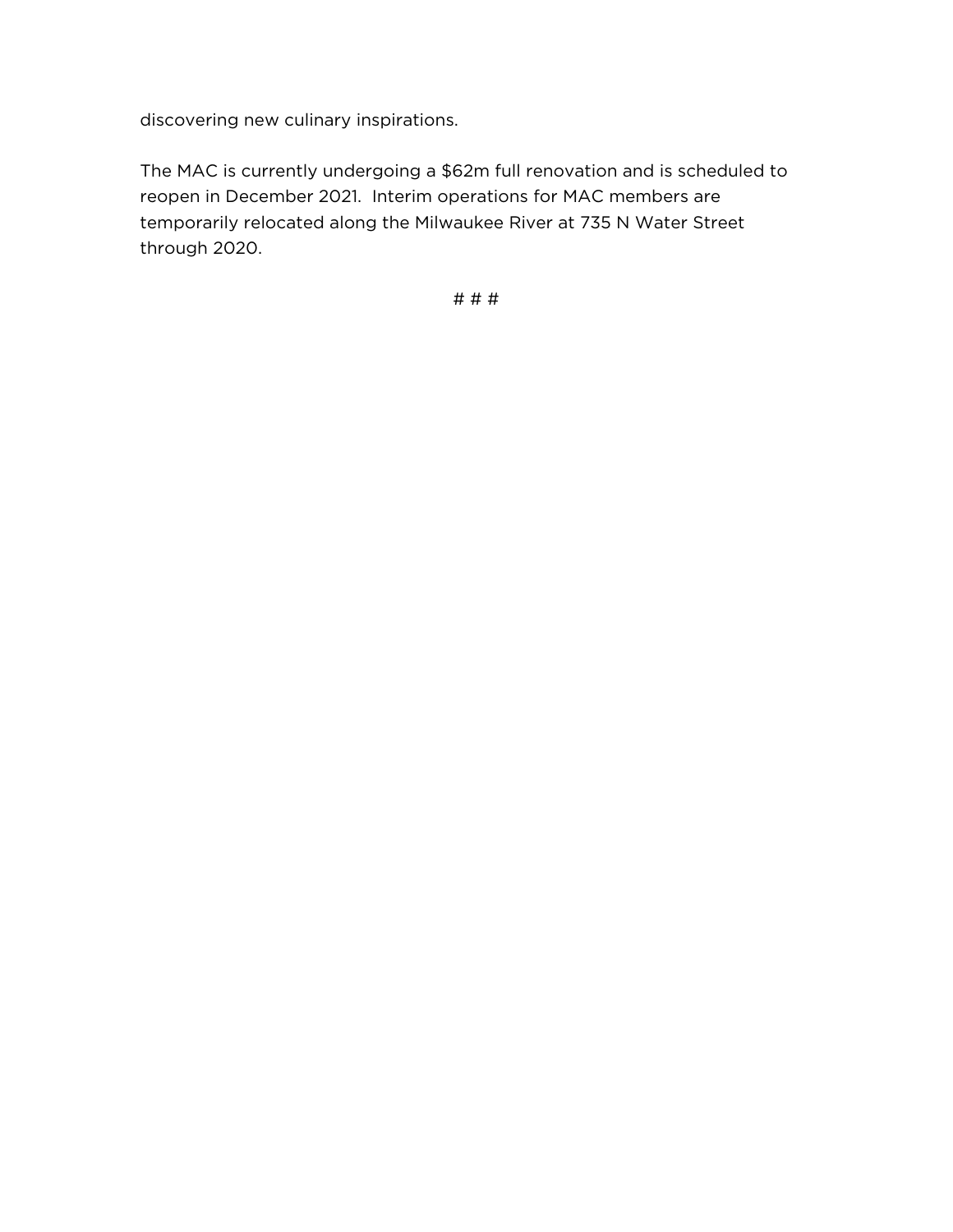discovering new culinary inspirations.

The MAC is currently undergoing a $62m full renovation and is scheduled to reopen in December 2021. Interim operations for MAC members are temporarily relocated along the Milwaukee River at 735 N Water Street through 2020.

# # #